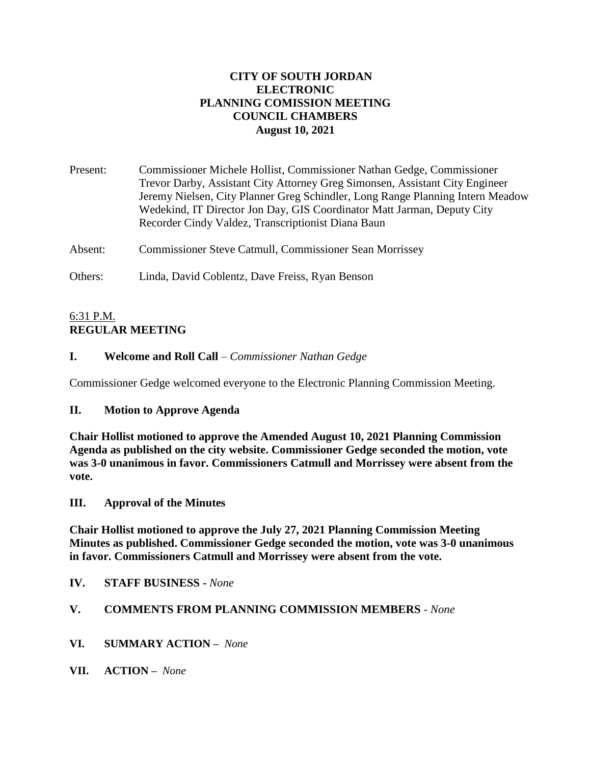**CITY OF SOUTH JORDAN**
**ELECTRONIC**
**PLANNING COMISSION MEETING**
**COUNCIL CHAMBERS**
**August 10, 2021**

Present: Commissioner Michele Hollist, Commissioner Nathan Gedge, Commissioner Trevor Darby, Assistant City Attorney Greg Simonsen, Assistant City Engineer Jeremy Nielsen, City Planner Greg Schindler, Long Range Planning Intern Meadow Wedekind, IT Director Jon Day, GIS Coordinator Matt Jarman, Deputy City Recorder Cindy Valdez, Transcriptionist Diana Baun

Absent: Commissioner Steve Catmull, Commissioner Sean Morrissey

Others: Linda, David Coblentz, Dave Freiss, Ryan Benson

6:31 P.M.
**REGULAR MEETING**

**I. Welcome and Roll Call** – *Commissioner Nathan Gedge*

Commissioner Gedge welcomed everyone to the Electronic Planning Commission Meeting.

**II. Motion to Approve Agenda**

**Chair Hollist motioned to approve the Amended August 10, 2021 Planning Commission Agenda as published on the city website. Commissioner Gedge seconded the motion, vote was 3-0 unanimous in favor. Commissioners Catmull and Morrissey were absent from the vote.**

**III. Approval of the Minutes**

**Chair Hollist motioned to approve the July 27, 2021 Planning Commission Meeting Minutes as published. Commissioner Gedge seconded the motion, vote was 3-0 unanimous in favor. Commissioners Catmull and Morrissey were absent from the vote.**

**IV. STAFF BUSINESS -** *None*

**V. COMMENTS FROM PLANNING COMMISSION MEMBERS** - *None*

**VI. SUMMARY ACTION –** *None*

**VII. ACTION –** *None*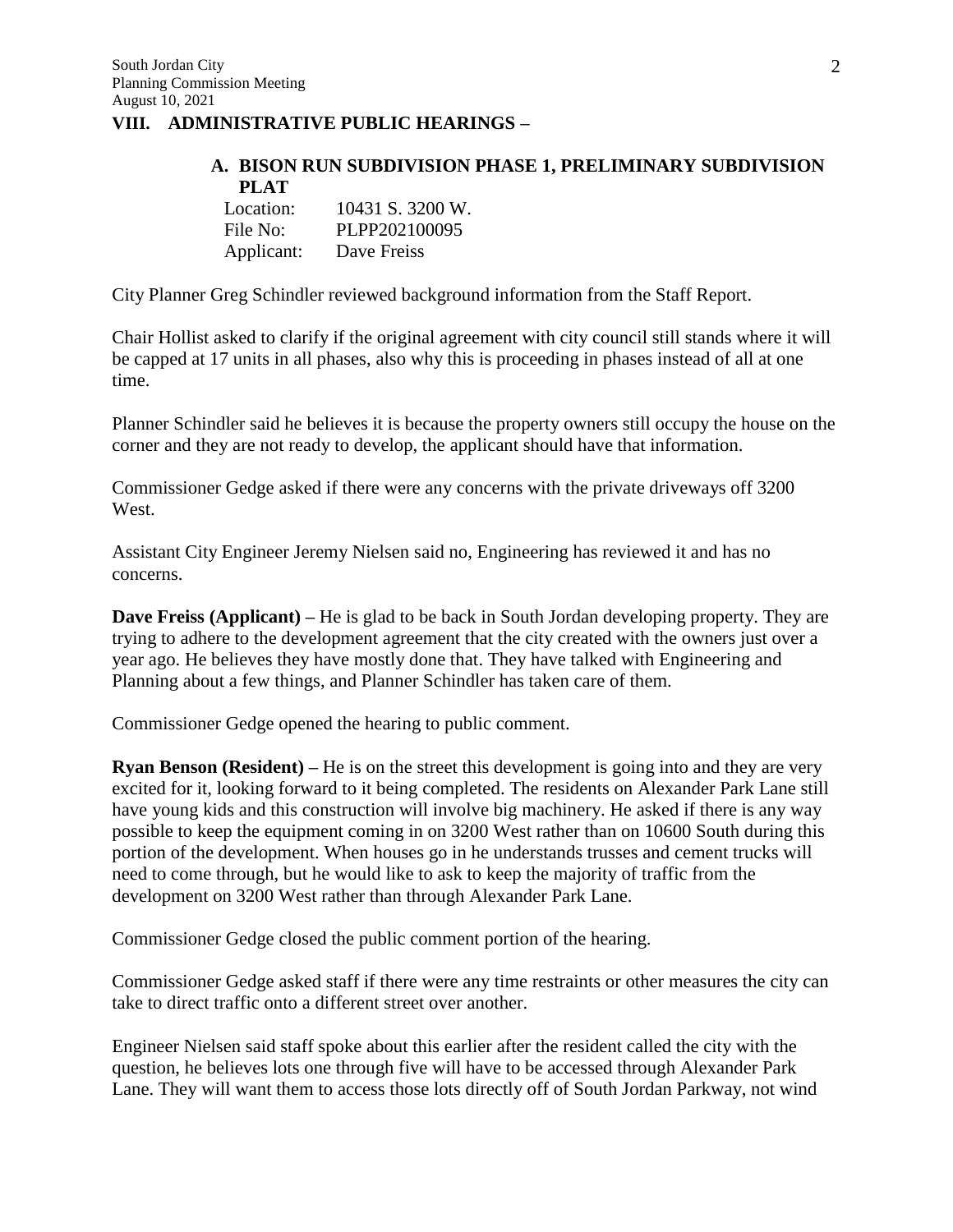## VIII. ADMINISTRATIVE PUBLIC HEARINGS –

### A. BISON RUN SUBDIVISION PHASE 1, PRELIMINARY SUBDIVISION PLAT

Location: 10431 S. 3200 W.
File No: PLPP202100095
Applicant: Dave Freiss

City Planner Greg Schindler reviewed background information from the Staff Report.

Chair Hollist asked to clarify if the original agreement with city council still stands where it will be capped at 17 units in all phases, also why this is proceeding in phases instead of all at one time.

Planner Schindler said he believes it is because the property owners still occupy the house on the corner and they are not ready to develop, the applicant should have that information.

Commissioner Gedge asked if there were any concerns with the private driveways off 3200 West.

Assistant City Engineer Jeremy Nielsen said no, Engineering has reviewed it and has no concerns.

**Dave Freiss (Applicant) –** He is glad to be back in South Jordan developing property. They are trying to adhere to the development agreement that the city created with the owners just over a year ago. He believes they have mostly done that. They have talked with Engineering and Planning about a few things, and Planner Schindler has taken care of them.

Commissioner Gedge opened the hearing to public comment.

**Ryan Benson (Resident) –** He is on the street this development is going into and they are very excited for it, looking forward to it being completed. The residents on Alexander Park Lane still have young kids and this construction will involve big machinery. He asked if there is any way possible to keep the equipment coming in on 3200 West rather than on 10600 South during this portion of the development. When houses go in he understands trusses and cement trucks will need to come through, but he would like to ask to keep the majority of traffic from the development on 3200 West rather than through Alexander Park Lane.

Commissioner Gedge closed the public comment portion of the hearing.

Commissioner Gedge asked staff if there were any time restraints or other measures the city can take to direct traffic onto a different street over another.

Engineer Nielsen said staff spoke about this earlier after the resident called the city with the question, he believes lots one through five will have to be accessed through Alexander Park Lane. They will want them to access those lots directly off of South Jordan Parkway, not wind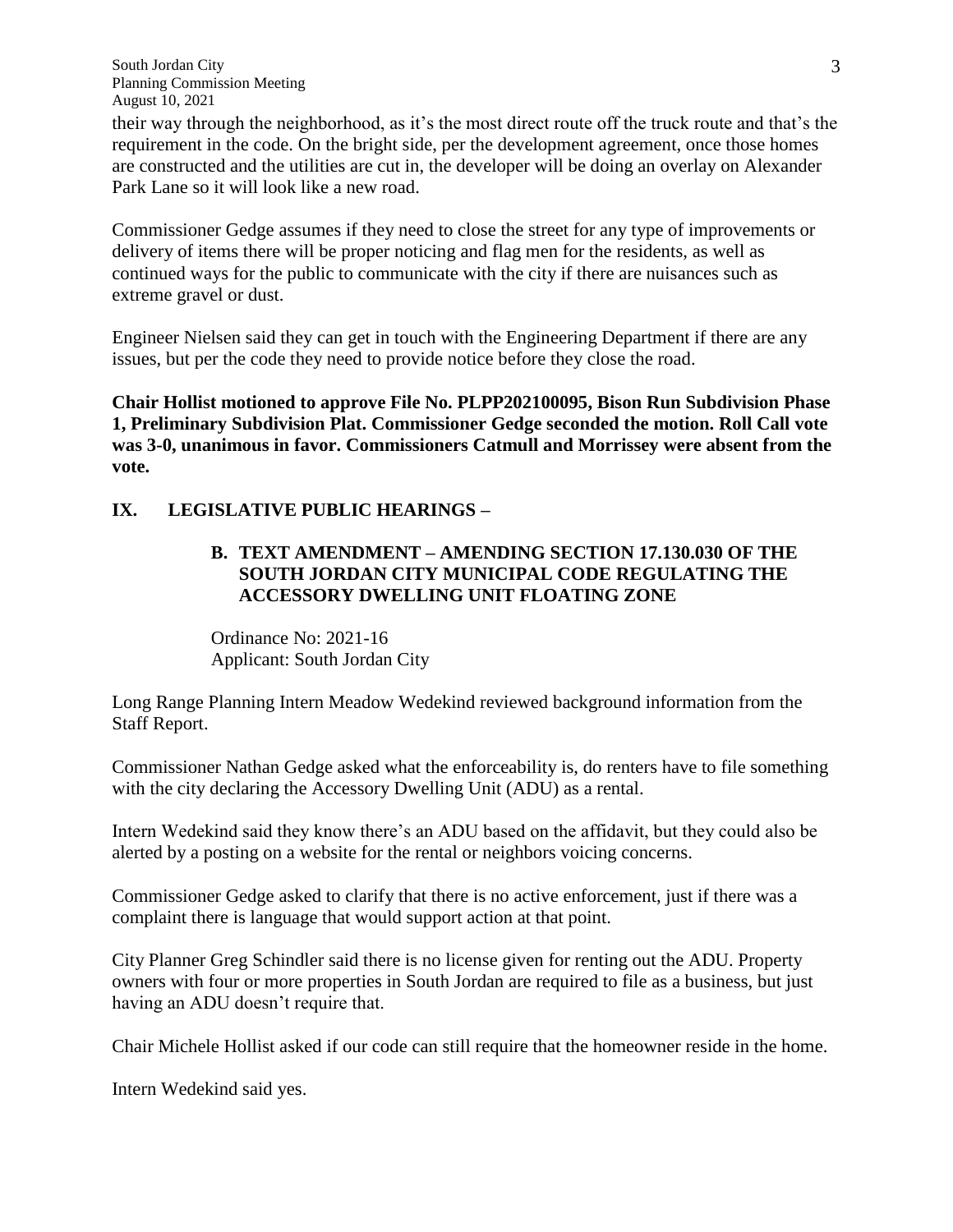their way through the neighborhood, as it's the most direct route off the truck route and that's the requirement in the code. On the bright side, per the development agreement, once those homes are constructed and the utilities are cut in, the developer will be doing an overlay on Alexander Park Lane so it will look like a new road.

Commissioner Gedge assumes if they need to close the street for any type of improvements or delivery of items there will be proper noticing and flag men for the residents, as well as continued ways for the public to communicate with the city if there are nuisances such as extreme gravel or dust.

Engineer Nielsen said they can get in touch with the Engineering Department if there are any issues, but per the code they need to provide notice before they close the road.

**Chair Hollist motioned to approve File No. PLPP202100095, Bison Run Subdivision Phase 1, Preliminary Subdivision Plat. Commissioner Gedge seconded the motion. Roll Call vote was 3-0, unanimous in favor. Commissioners Catmull and Morrissey were absent from the vote.**

## IX. LEGISLATIVE PUBLIC HEARINGS –

### B. TEXT AMENDMENT – AMENDING SECTION 17.130.030 OF THE SOUTH JORDAN CITY MUNICIPAL CODE REGULATING THE ACCESSORY DWELLING UNIT FLOATING ZONE

Ordinance No: 2021-16
Applicant: South Jordan City

Long Range Planning Intern Meadow Wedekind reviewed background information from the Staff Report.

Commissioner Nathan Gedge asked what the enforceability is, do renters have to file something with the city declaring the Accessory Dwelling Unit (ADU) as a rental.

Intern Wedekind said they know there's an ADU based on the affidavit, but they could also be alerted by a posting on a website for the rental or neighbors voicing concerns.

Commissioner Gedge asked to clarify that there is no active enforcement, just if there was a complaint there is language that would support action at that point.

City Planner Greg Schindler said there is no license given for renting out the ADU. Property owners with four or more properties in South Jordan are required to file as a business, but just having an ADU doesn't require that.

Chair Michele Hollist asked if our code can still require that the homeowner reside in the home.

Intern Wedekind said yes.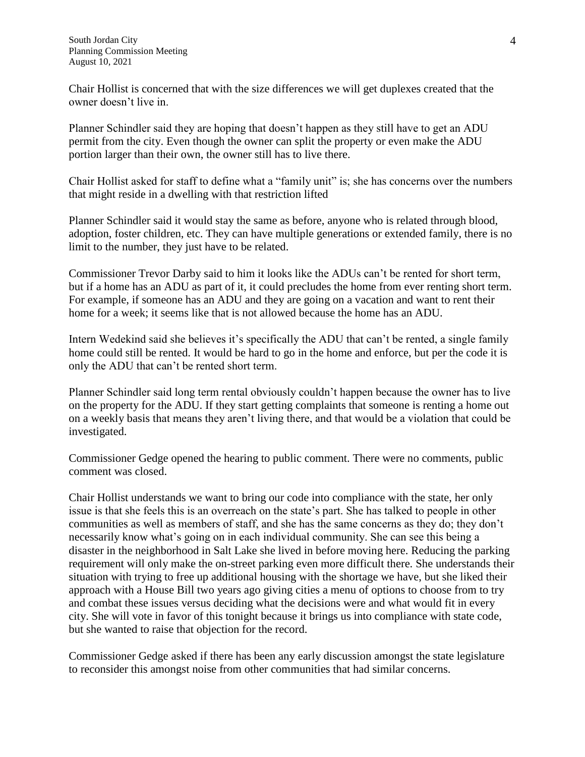Chair Hollist is concerned that with the size differences we will get duplexes created that the owner doesn't live in.

Planner Schindler said they are hoping that doesn't happen as they still have to get an ADU permit from the city. Even though the owner can split the property or even make the ADU portion larger than their own, the owner still has to live there.

Chair Hollist asked for staff to define what a "family unit" is; she has concerns over the numbers that might reside in a dwelling with that restriction lifted

Planner Schindler said it would stay the same as before, anyone who is related through blood, adoption, foster children, etc. They can have multiple generations or extended family, there is no limit to the number, they just have to be related.

Commissioner Trevor Darby said to him it looks like the ADUs can't be rented for short term, but if a home has an ADU as part of it, it could precludes the home from ever renting short term. For example, if someone has an ADU and they are going on a vacation and want to rent their home for a week; it seems like that is not allowed because the home has an ADU.

Intern Wedekind said she believes it's specifically the ADU that can't be rented, a single family home could still be rented. It would be hard to go in the home and enforce, but per the code it is only the ADU that can't be rented short term.

Planner Schindler said long term rental obviously couldn't happen because the owner has to live on the property for the ADU. If they start getting complaints that someone is renting a home out on a weekly basis that means they aren't living there, and that would be a violation that could be investigated.

Commissioner Gedge opened the hearing to public comment. There were no comments, public comment was closed.

Chair Hollist understands we want to bring our code into compliance with the state, her only issue is that she feels this is an overreach on the state's part. She has talked to people in other communities as well as members of staff, and she has the same concerns as they do; they don't necessarily know what's going on in each individual community. She can see this being a disaster in the neighborhood in Salt Lake she lived in before moving here. Reducing the parking requirement will only make the on-street parking even more difficult there. She understands their situation with trying to free up additional housing with the shortage we have, but she liked their approach with a House Bill two years ago giving cities a menu of options to choose from to try and combat these issues versus deciding what the decisions were and what would fit in every city. She will vote in favor of this tonight because it brings us into compliance with state code, but she wanted to raise that objection for the record.

Commissioner Gedge asked if there has been any early discussion amongst the state legislature to reconsider this amongst noise from other communities that had similar concerns.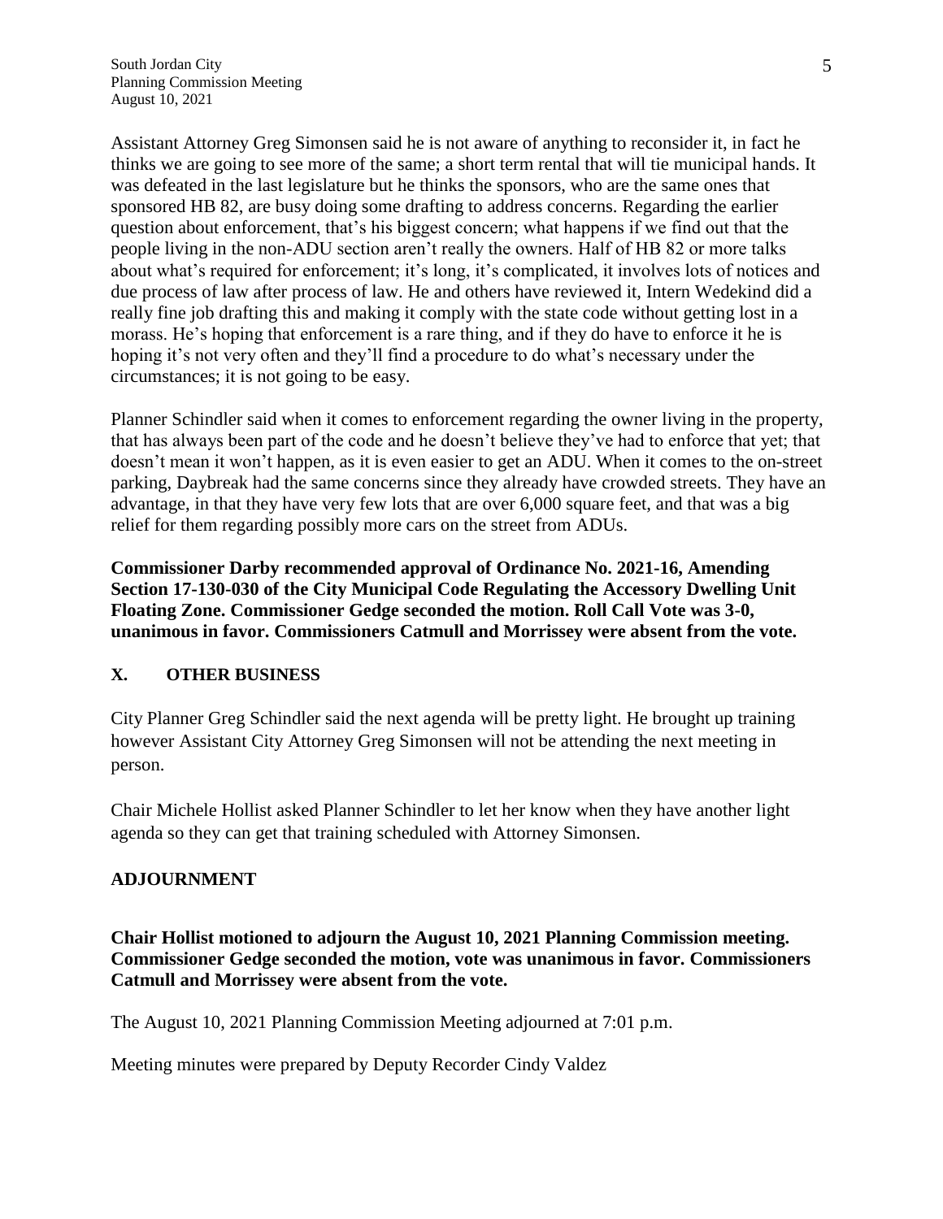Assistant Attorney Greg Simonsen said he is not aware of anything to reconsider it, in fact he thinks we are going to see more of the same; a short term rental that will tie municipal hands. It was defeated in the last legislature but he thinks the sponsors, who are the same ones that sponsored HB 82, are busy doing some drafting to address concerns. Regarding the earlier question about enforcement, that's his biggest concern; what happens if we find out that the people living in the non-ADU section aren't really the owners. Half of HB 82 or more talks about what's required for enforcement; it's long, it's complicated, it involves lots of notices and due process of law after process of law. He and others have reviewed it, Intern Wedekind did a really fine job drafting this and making it comply with the state code without getting lost in a morass. He's hoping that enforcement is a rare thing, and if they do have to enforce it he is hoping it's not very often and they'll find a procedure to do what's necessary under the circumstances; it is not going to be easy.

Planner Schindler said when it comes to enforcement regarding the owner living in the property, that has always been part of the code and he doesn't believe they've had to enforce that yet; that doesn't mean it won't happen, as it is even easier to get an ADU. When it comes to the on-street parking, Daybreak had the same concerns since they already have crowded streets. They have an advantage, in that they have very few lots that are over 6,000 square feet, and that was a big relief for them regarding possibly more cars on the street from ADUs.

**Commissioner Darby recommended approval of Ordinance No. 2021-16, Amending Section 17-130-030 of the City Municipal Code Regulating the Accessory Dwelling Unit Floating Zone. Commissioner Gedge seconded the motion. Roll Call Vote was 3-0, unanimous in favor. Commissioners Catmull and Morrissey were absent from the vote.**

## X. OTHER BUSINESS

City Planner Greg Schindler said the next agenda will be pretty light. He brought up training however Assistant City Attorney Greg Simonsen will not be attending the next meeting in person.

Chair Michele Hollist asked Planner Schindler to let her know when they have another light agenda so they can get that training scheduled with Attorney Simonsen.

## ADJOURNMENT

**Chair Hollist motioned to adjourn the August 10, 2021 Planning Commission meeting. Commissioner Gedge seconded the motion, vote was unanimous in favor. Commissioners Catmull and Morrissey were absent from the vote.**

The August 10, 2021 Planning Commission Meeting adjourned at 7:01 p.m.

Meeting minutes were prepared by Deputy Recorder Cindy Valdez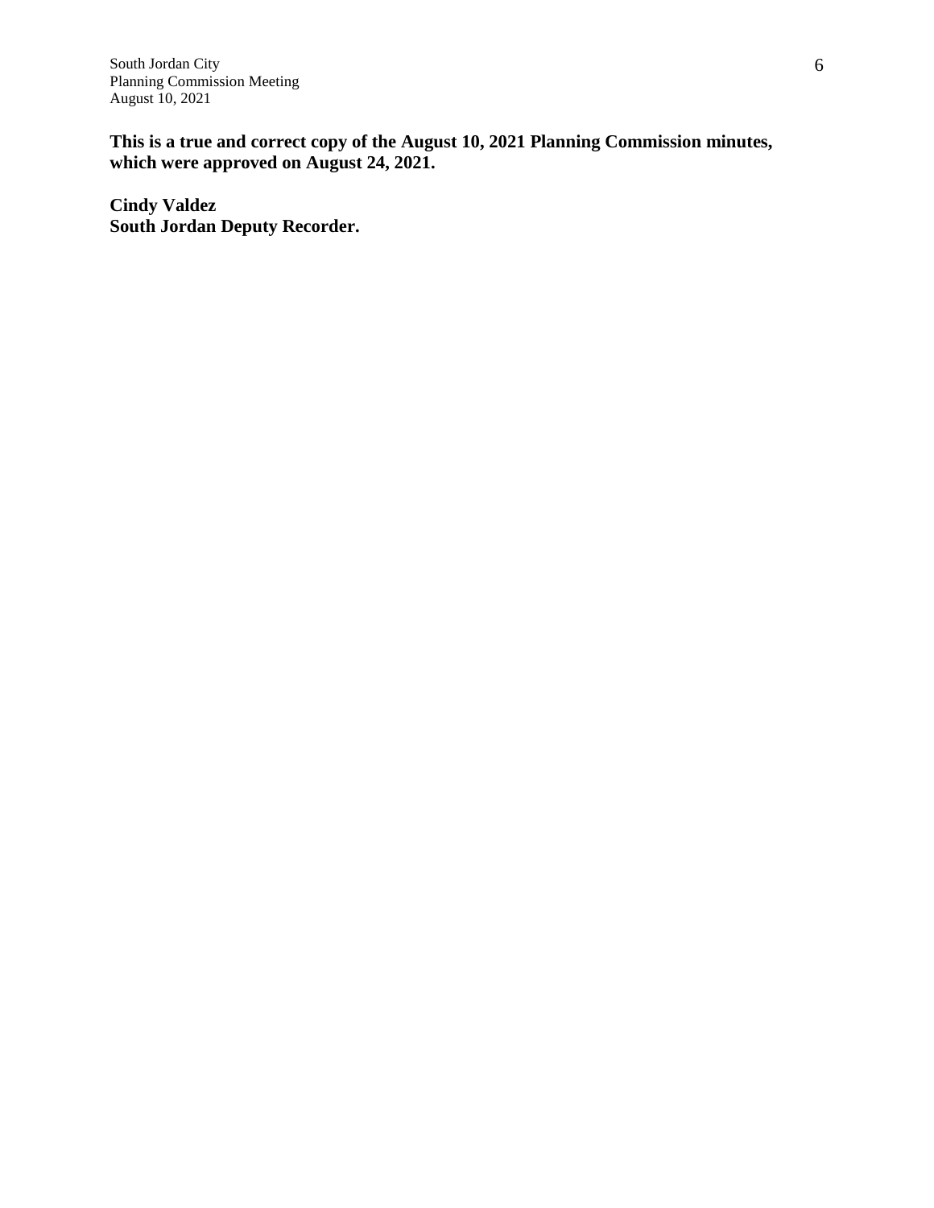**This is a true and correct copy of the August 10, 2021 Planning Commission minutes, which were approved on August 24, 2021.**

**Cindy Valdez**
**South Jordan Deputy Recorder.**